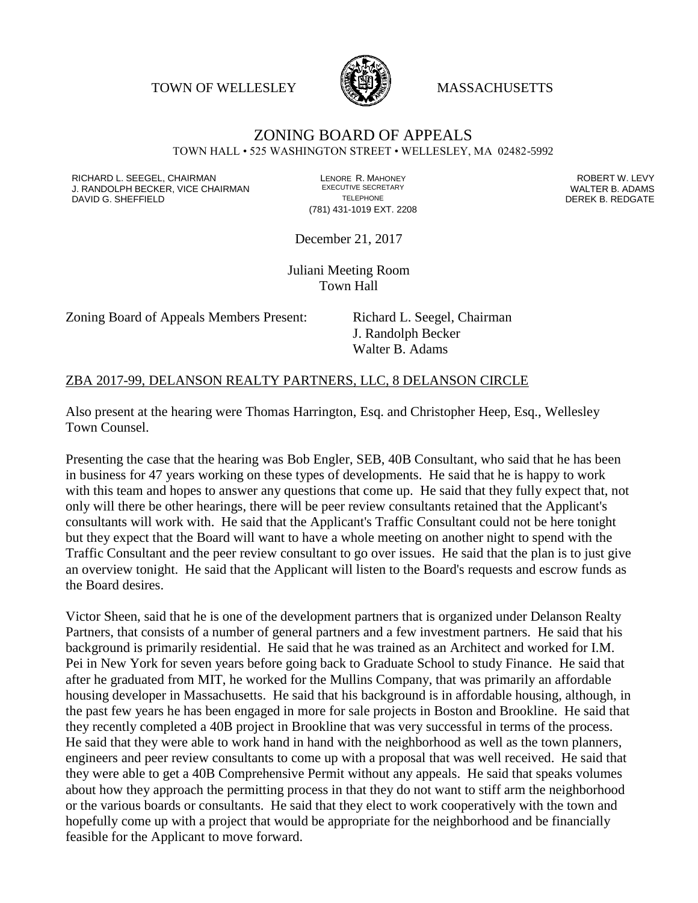TOWN OF WELLESLEY MASSACHUSETTS

# ZONING BOARD OF APPEALS

TOWN HALL • 525 WASHINGTON STREET • WELLESLEY, MA 02482-5992

RICHARD L. SEEGEL, CHAIRMAN
J. RANDOLPH BECKER, VICE CHAIRMAN
DAVID G. SHEFFIELD

LENORE R. MAHONEY
EXECUTIVE SECRETARY
TELEPHONE
(781) 431-1019 EXT. 2208

ROBERT W. LEVY
WALTER B. ADAMS
DEREK B. REDGATE

December 21, 2017

Juliani Meeting Room
Town Hall

Zoning Board of Appeals Members Present: Richard L. Seegel, Chairman
J. Randolph Becker
Walter B. Adams

## ZBA 2017-99, DELANSON REALTY PARTNERS, LLC, 8 DELANSON CIRCLE

Also present at the hearing were Thomas Harrington, Esq. and Christopher Heep, Esq., Wellesley Town Counsel.

Presenting the case that the hearing was Bob Engler, SEB, 40B Consultant, who said that he has been in business for 47 years working on these types of developments. He said that he is happy to work with this team and hopes to answer any questions that come up. He said that they fully expect that, not only will there be other hearings, there will be peer review consultants retained that the Applicant's consultants will work with. He said that the Applicant's Traffic Consultant could not be here tonight but they expect that the Board will want to have a whole meeting on another night to spend with the Traffic Consultant and the peer review consultant to go over issues. He said that the plan is to just give an overview tonight. He said that the Applicant will listen to the Board's requests and escrow funds as the Board desires.

Victor Sheen, said that he is one of the development partners that is organized under Delanson Realty Partners, that consists of a number of general partners and a few investment partners. He said that his background is primarily residential. He said that he was trained as an Architect and worked for I.M. Pei in New York for seven years before going back to Graduate School to study Finance. He said that after he graduated from MIT, he worked for the Mullins Company, that was primarily an affordable housing developer in Massachusetts. He said that his background is in affordable housing, although, in the past few years he has been engaged in more for sale projects in Boston and Brookline. He said that they recently completed a 40B project in Brookline that was very successful in terms of the process. He said that they were able to work hand in hand with the neighborhood as well as the town planners, engineers and peer review consultants to come up with a proposal that was well received. He said that they were able to get a 40B Comprehensive Permit without any appeals. He said that speaks volumes about how they approach the permitting process in that they do not want to stiff arm the neighborhood or the various boards or consultants. He said that they elect to work cooperatively with the town and hopefully come up with a project that would be appropriate for the neighborhood and be financially feasible for the Applicant to move forward.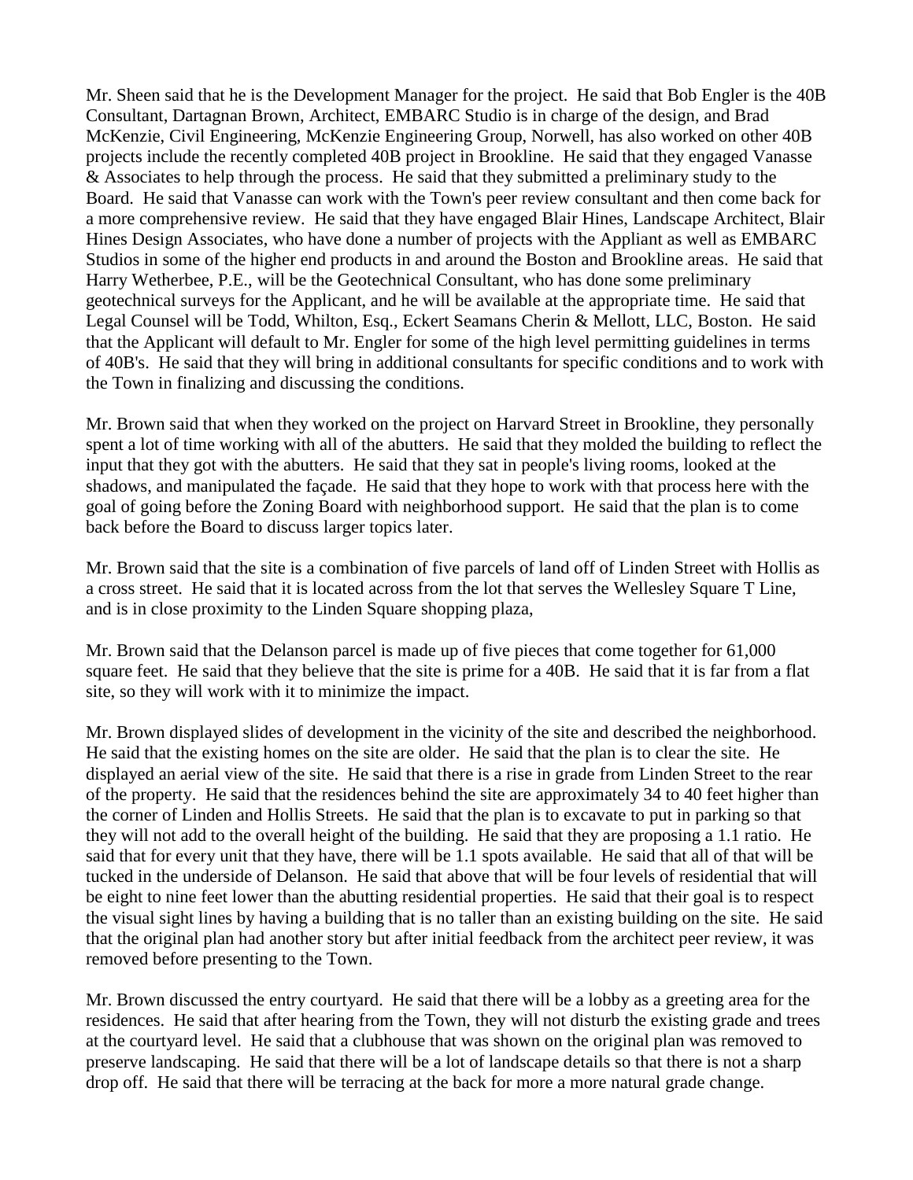Mr. Sheen said that he is the Development Manager for the project. He said that Bob Engler is the 40B Consultant, Dartagnan Brown, Architect, EMBARC Studio is in charge of the design, and Brad McKenzie, Civil Engineering, McKenzie Engineering Group, Norwell, has also worked on other 40B projects include the recently completed 40B project in Brookline. He said that they engaged Vanasse & Associates to help through the process. He said that they submitted a preliminary study to the Board. He said that Vanasse can work with the Town's peer review consultant and then come back for a more comprehensive review. He said that they have engaged Blair Hines, Landscape Architect, Blair Hines Design Associates, who have done a number of projects with the Appliant as well as EMBARC Studios in some of the higher end products in and around the Boston and Brookline areas. He said that Harry Wetherbee, P.E., will be the Geotechnical Consultant, who has done some preliminary geotechnical surveys for the Applicant, and he will be available at the appropriate time. He said that Legal Counsel will be Todd, Whilton, Esq., Eckert Seamans Cherin & Mellott, LLC, Boston. He said that the Applicant will default to Mr. Engler for some of the high level permitting guidelines in terms of 40B's. He said that they will bring in additional consultants for specific conditions and to work with the Town in finalizing and discussing the conditions.

Mr. Brown said that when they worked on the project on Harvard Street in Brookline, they personally spent a lot of time working with all of the abutters. He said that they molded the building to reflect the input that they got with the abutters. He said that they sat in people's living rooms, looked at the shadows, and manipulated the façade. He said that they hope to work with that process here with the goal of going before the Zoning Board with neighborhood support. He said that the plan is to come back before the Board to discuss larger topics later.

Mr. Brown said that the site is a combination of five parcels of land off of Linden Street with Hollis as a cross street. He said that it is located across from the lot that serves the Wellesley Square T Line, and is in close proximity to the Linden Square shopping plaza,

Mr. Brown said that the Delanson parcel is made up of five pieces that come together for 61,000 square feet. He said that they believe that the site is prime for a 40B. He said that it is far from a flat site, so they will work with it to minimize the impact.

Mr. Brown displayed slides of development in the vicinity of the site and described the neighborhood. He said that the existing homes on the site are older. He said that the plan is to clear the site. He displayed an aerial view of the site. He said that there is a rise in grade from Linden Street to the rear of the property. He said that the residences behind the site are approximately 34 to 40 feet higher than the corner of Linden and Hollis Streets. He said that the plan is to excavate to put in parking so that they will not add to the overall height of the building. He said that they are proposing a 1.1 ratio. He said that for every unit that they have, there will be 1.1 spots available. He said that all of that will be tucked in the underside of Delanson. He said that above that will be four levels of residential that will be eight to nine feet lower than the abutting residential properties. He said that their goal is to respect the visual sight lines by having a building that is no taller than an existing building on the site. He said that the original plan had another story but after initial feedback from the architect peer review, it was removed before presenting to the Town.

Mr. Brown discussed the entry courtyard. He said that there will be a lobby as a greeting area for the residences. He said that after hearing from the Town, they will not disturb the existing grade and trees at the courtyard level. He said that a clubhouse that was shown on the original plan was removed to preserve landscaping. He said that there will be a lot of landscape details so that there is not a sharp drop off. He said that there will be terracing at the back for more a more natural grade change.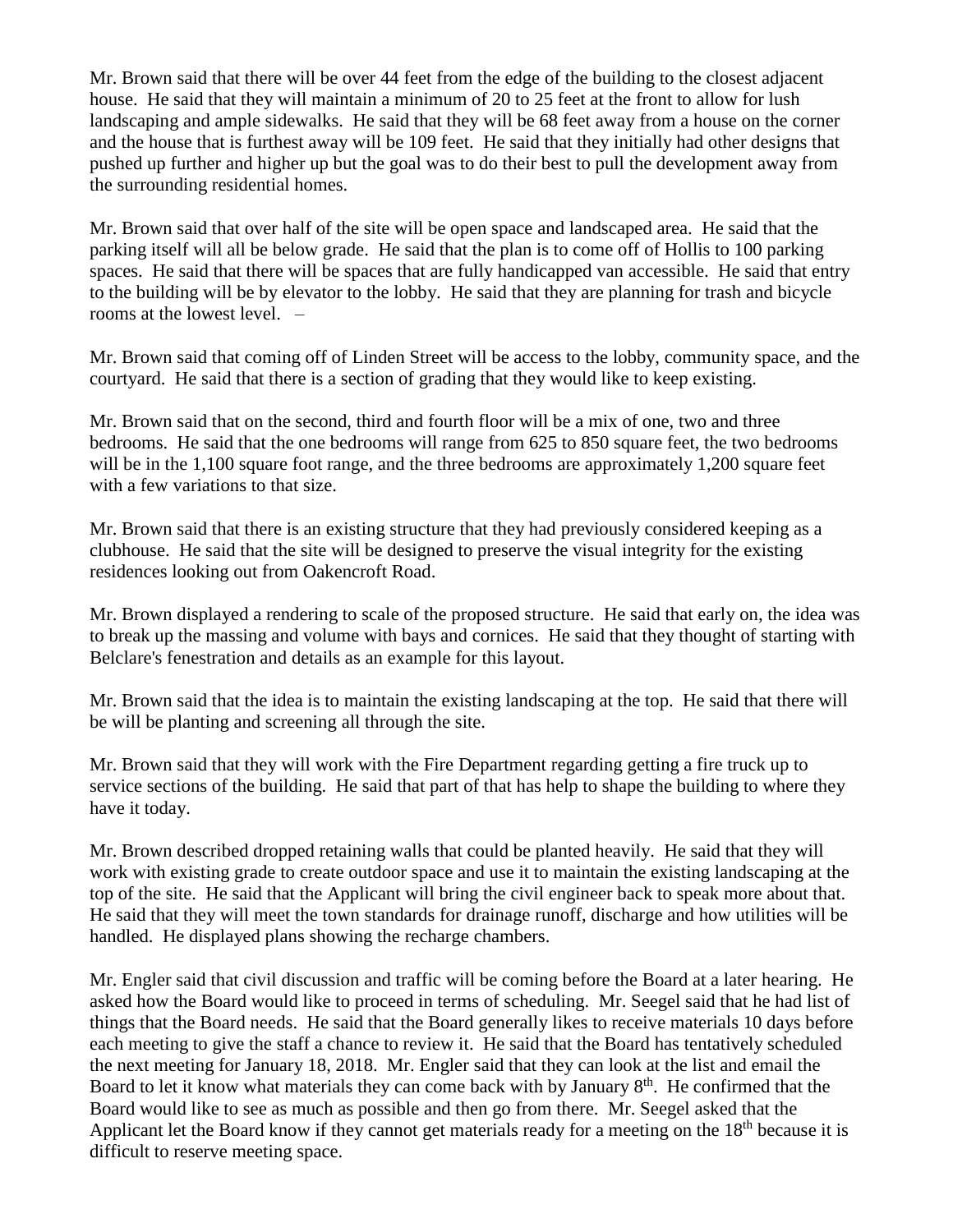Mr. Brown said that there will be over 44 feet from the edge of the building to the closest adjacent house. He said that they will maintain a minimum of 20 to 25 feet at the front to allow for lush landscaping and ample sidewalks. He said that they will be 68 feet away from a house on the corner and the house that is furthest away will be 109 feet. He said that they initially had other designs that pushed up further and higher up but the goal was to do their best to pull the development away from the surrounding residential homes.

Mr. Brown said that over half of the site will be open space and landscaped area. He said that the parking itself will all be below grade. He said that the plan is to come off of Hollis to 100 parking spaces. He said that there will be spaces that are fully handicapped van accessible. He said that entry to the building will be by elevator to the lobby. He said that they are planning for trash and bicycle rooms at the lowest level. –

Mr. Brown said that coming off of Linden Street will be access to the lobby, community space, and the courtyard. He said that there is a section of grading that they would like to keep existing.

Mr. Brown said that on the second, third and fourth floor will be a mix of one, two and three bedrooms. He said that the one bedrooms will range from 625 to 850 square feet, the two bedrooms will be in the 1,100 square foot range, and the three bedrooms are approximately 1,200 square feet with a few variations to that size.

Mr. Brown said that there is an existing structure that they had previously considered keeping as a clubhouse. He said that the site will be designed to preserve the visual integrity for the existing residences looking out from Oakencroft Road.

Mr. Brown displayed a rendering to scale of the proposed structure. He said that early on, the idea was to break up the massing and volume with bays and cornices. He said that they thought of starting with Belclare's fenestration and details as an example for this layout.

Mr. Brown said that the idea is to maintain the existing landscaping at the top. He said that there will be will be planting and screening all through the site.

Mr. Brown said that they will work with the Fire Department regarding getting a fire truck up to service sections of the building. He said that part of that has help to shape the building to where they have it today.

Mr. Brown described dropped retaining walls that could be planted heavily. He said that they will work with existing grade to create outdoor space and use it to maintain the existing landscaping at the top of the site. He said that the Applicant will bring the civil engineer back to speak more about that. He said that they will meet the town standards for drainage runoff, discharge and how utilities will be handled. He displayed plans showing the recharge chambers.

Mr. Engler said that civil discussion and traffic will be coming before the Board at a later hearing. He asked how the Board would like to proceed in terms of scheduling. Mr. Seegel said that he had list of things that the Board needs. He said that the Board generally likes to receive materials 10 days before each meeting to give the staff a chance to review it. He said that the Board has tentatively scheduled the next meeting for January 18, 2018. Mr. Engler said that they can look at the list and email the Board to let it know what materials they can come back with by January 8th. He confirmed that the Board would like to see as much as possible and then go from there. Mr. Seegel asked that the Applicant let the Board know if they cannot get materials ready for a meeting on the 18th because it is difficult to reserve meeting space.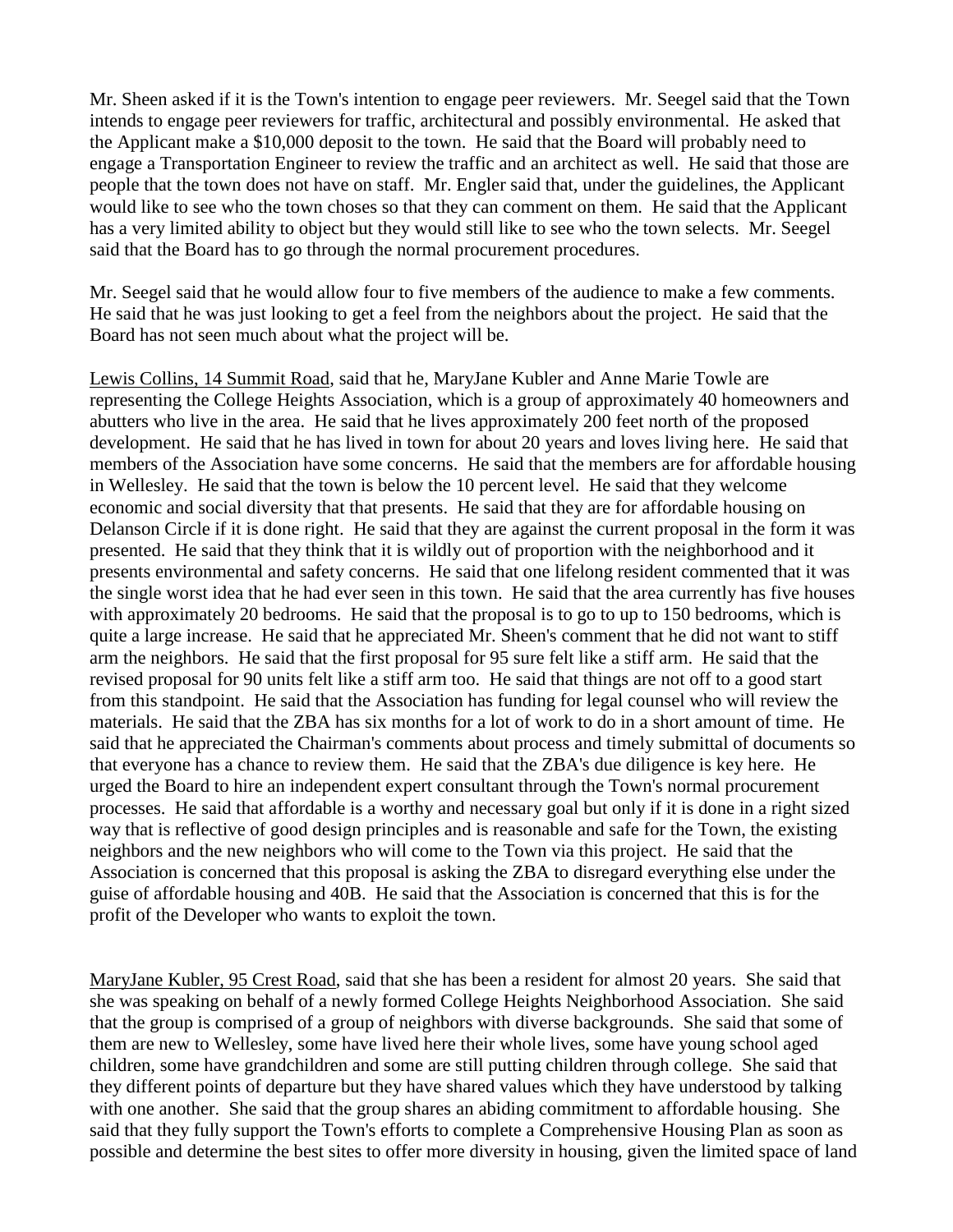Mr. Sheen asked if it is the Town's intention to engage peer reviewers. Mr. Seegel said that the Town intends to engage peer reviewers for traffic, architectural and possibly environmental. He asked that the Applicant make a $10,000 deposit to the town. He said that the Board will probably need to engage a Transportation Engineer to review the traffic and an architect as well. He said that those are people that the town does not have on staff. Mr. Engler said that, under the guidelines, the Applicant would like to see who the town choses so that they can comment on them. He said that the Applicant has a very limited ability to object but they would still like to see who the town selects. Mr. Seegel said that the Board has to go through the normal procurement procedures.

Mr. Seegel said that he would allow four to five members of the audience to make a few comments. He said that he was just looking to get a feel from the neighbors about the project. He said that the Board has not seen much about what the project will be.

Lewis Collins, 14 Summit Road, said that he, MaryJane Kubler and Anne Marie Towle are representing the College Heights Association, which is a group of approximately 40 homeowners and abutters who live in the area. He said that he lives approximately 200 feet north of the proposed development. He said that he has lived in town for about 20 years and loves living here. He said that members of the Association have some concerns. He said that the members are for affordable housing in Wellesley. He said that the town is below the 10 percent level. He said that they welcome economic and social diversity that that presents. He said that they are for affordable housing on Delanson Circle if it is done right. He said that they are against the current proposal in the form it was presented. He said that they think that it is wildly out of proportion with the neighborhood and it presents environmental and safety concerns. He said that one lifelong resident commented that it was the single worst idea that he had ever seen in this town. He said that the area currently has five houses with approximately 20 bedrooms. He said that the proposal is to go to up to 150 bedrooms, which is quite a large increase. He said that he appreciated Mr. Sheen's comment that he did not want to stiff arm the neighbors. He said that the first proposal for 95 sure felt like a stiff arm. He said that the revised proposal for 90 units felt like a stiff arm too. He said that things are not off to a good start from this standpoint. He said that the Association has funding for legal counsel who will review the materials. He said that the ZBA has six months for a lot of work to do in a short amount of time. He said that he appreciated the Chairman's comments about process and timely submittal of documents so that everyone has a chance to review them. He said that the ZBA's due diligence is key here. He urged the Board to hire an independent expert consultant through the Town's normal procurement processes. He said that affordable is a worthy and necessary goal but only if it is done in a right sized way that is reflective of good design principles and is reasonable and safe for the Town, the existing neighbors and the new neighbors who will come to the Town via this project. He said that the Association is concerned that this proposal is asking the ZBA to disregard everything else under the guise of affordable housing and 40B. He said that the Association is concerned that this is for the profit of the Developer who wants to exploit the town.

MaryJane Kubler, 95 Crest Road, said that she has been a resident for almost 20 years. She said that she was speaking on behalf of a newly formed College Heights Neighborhood Association. She said that the group is comprised of a group of neighbors with diverse backgrounds. She said that some of them are new to Wellesley, some have lived here their whole lives, some have young school aged children, some have grandchildren and some are still putting children through college. She said that they different points of departure but they have shared values which they have understood by talking with one another. She said that the group shares an abiding commitment to affordable housing. She said that they fully support the Town's efforts to complete a Comprehensive Housing Plan as soon as possible and determine the best sites to offer more diversity in housing, given the limited space of land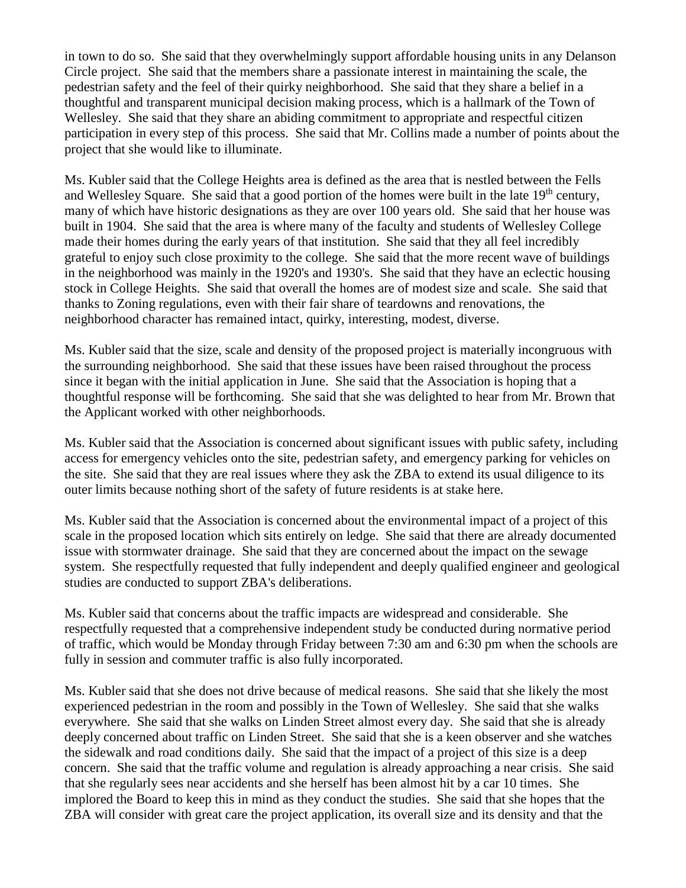in town to do so. She said that they overwhelmingly support affordable housing units in any Delanson Circle project. She said that the members share a passionate interest in maintaining the scale, the pedestrian safety and the feel of their quirky neighborhood. She said that they share a belief in a thoughtful and transparent municipal decision making process, which is a hallmark of the Town of Wellesley. She said that they share an abiding commitment to appropriate and respectful citizen participation in every step of this process. She said that Mr. Collins made a number of points about the project that she would like to illuminate.

Ms. Kubler said that the College Heights area is defined as the area that is nestled between the Fells and Wellesley Square. She said that a good portion of the homes were built in the late 19th century, many of which have historic designations as they are over 100 years old. She said that her house was built in 1904. She said that the area is where many of the faculty and students of Wellesley College made their homes during the early years of that institution. She said that they all feel incredibly grateful to enjoy such close proximity to the college. She said that the more recent wave of buildings in the neighborhood was mainly in the 1920's and 1930's. She said that they have an eclectic housing stock in College Heights. She said that overall the homes are of modest size and scale. She said that thanks to Zoning regulations, even with their fair share of teardowns and renovations, the neighborhood character has remained intact, quirky, interesting, modest, diverse.

Ms. Kubler said that the size, scale and density of the proposed project is materially incongruous with the surrounding neighborhood. She said that these issues have been raised throughout the process since it began with the initial application in June. She said that the Association is hoping that a thoughtful response will be forthcoming. She said that she was delighted to hear from Mr. Brown that the Applicant worked with other neighborhoods.

Ms. Kubler said that the Association is concerned about significant issues with public safety, including access for emergency vehicles onto the site, pedestrian safety, and emergency parking for vehicles on the site. She said that they are real issues where they ask the ZBA to extend its usual diligence to its outer limits because nothing short of the safety of future residents is at stake here.

Ms. Kubler said that the Association is concerned about the environmental impact of a project of this scale in the proposed location which sits entirely on ledge. She said that there are already documented issue with stormwater drainage. She said that they are concerned about the impact on the sewage system. She respectfully requested that fully independent and deeply qualified engineer and geological studies are conducted to support ZBA's deliberations.

Ms. Kubler said that concerns about the traffic impacts are widespread and considerable. She respectfully requested that a comprehensive independent study be conducted during normative period of traffic, which would be Monday through Friday between 7:30 am and 6:30 pm when the schools are fully in session and commuter traffic is also fully incorporated.

Ms. Kubler said that she does not drive because of medical reasons. She said that she likely the most experienced pedestrian in the room and possibly in the Town of Wellesley. She said that she walks everywhere. She said that she walks on Linden Street almost every day. She said that she is already deeply concerned about traffic on Linden Street. She said that she is a keen observer and she watches the sidewalk and road conditions daily. She said that the impact of a project of this size is a deep concern. She said that the traffic volume and regulation is already approaching a near crisis. She said that she regularly sees near accidents and she herself has been almost hit by a car 10 times. She implored the Board to keep this in mind as they conduct the studies. She said that she hopes that the ZBA will consider with great care the project application, its overall size and its density and that the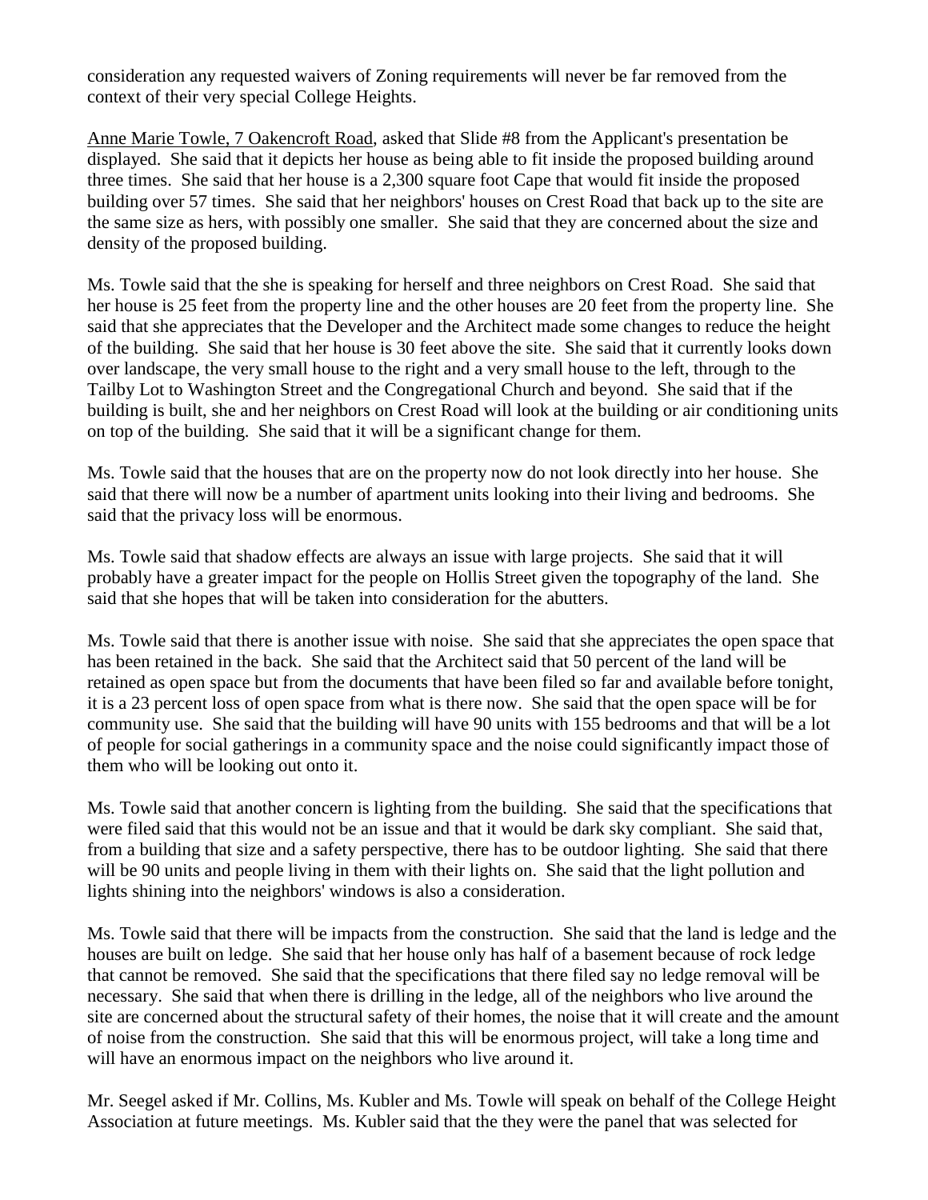consideration any requested waivers of Zoning requirements will never be far removed from the context of their very special College Heights.

Anne Marie Towle, 7 Oakencroft Road, asked that Slide #8 from the Applicant's presentation be displayed. She said that it depicts her house as being able to fit inside the proposed building around three times. She said that her house is a 2,300 square foot Cape that would fit inside the proposed building over 57 times. She said that her neighbors' houses on Crest Road that back up to the site are the same size as hers, with possibly one smaller. She said that they are concerned about the size and density of the proposed building.

Ms. Towle said that the she is speaking for herself and three neighbors on Crest Road. She said that her house is 25 feet from the property line and the other houses are 20 feet from the property line. She said that she appreciates that the Developer and the Architect made some changes to reduce the height of the building. She said that her house is 30 feet above the site. She said that it currently looks down over landscape, the very small house to the right and a very small house to the left, through to the Tailby Lot to Washington Street and the Congregational Church and beyond. She said that if the building is built, she and her neighbors on Crest Road will look at the building or air conditioning units on top of the building. She said that it will be a significant change for them.

Ms. Towle said that the houses that are on the property now do not look directly into her house. She said that there will now be a number of apartment units looking into their living and bedrooms. She said that the privacy loss will be enormous.

Ms. Towle said that shadow effects are always an issue with large projects. She said that it will probably have a greater impact for the people on Hollis Street given the topography of the land. She said that she hopes that will be taken into consideration for the abutters.

Ms. Towle said that there is another issue with noise. She said that she appreciates the open space that has been retained in the back. She said that the Architect said that 50 percent of the land will be retained as open space but from the documents that have been filed so far and available before tonight, it is a 23 percent loss of open space from what is there now. She said that the open space will be for community use. She said that the building will have 90 units with 155 bedrooms and that will be a lot of people for social gatherings in a community space and the noise could significantly impact those of them who will be looking out onto it.

Ms. Towle said that another concern is lighting from the building. She said that the specifications that were filed said that this would not be an issue and that it would be dark sky compliant. She said that, from a building that size and a safety perspective, there has to be outdoor lighting. She said that there will be 90 units and people living in them with their lights on. She said that the light pollution and lights shining into the neighbors' windows is also a consideration.

Ms. Towle said that there will be impacts from the construction. She said that the land is ledge and the houses are built on ledge. She said that her house only has half of a basement because of rock ledge that cannot be removed. She said that the specifications that there filed say no ledge removal will be necessary. She said that when there is drilling in the ledge, all of the neighbors who live around the site are concerned about the structural safety of their homes, the noise that it will create and the amount of noise from the construction. She said that this will be enormous project, will take a long time and will have an enormous impact on the neighbors who live around it.

Mr. Seegel asked if Mr. Collins, Ms. Kubler and Ms. Towle will speak on behalf of the College Height Association at future meetings. Ms. Kubler said that the they were the panel that was selected for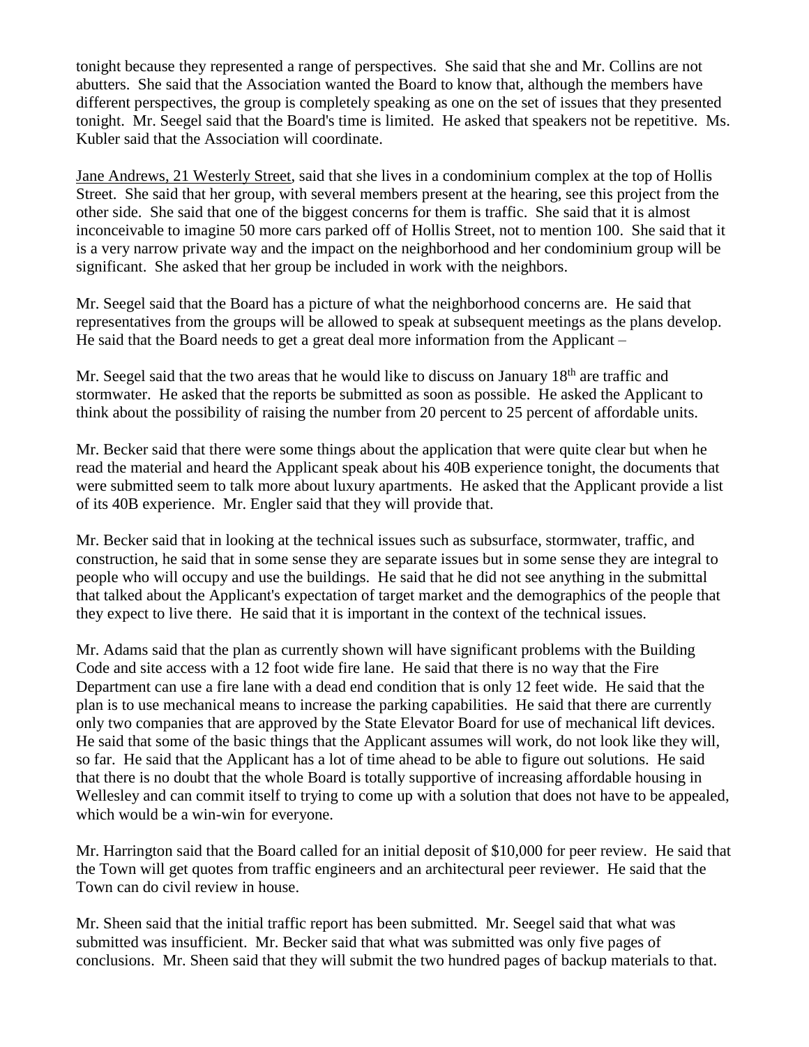tonight because they represented a range of perspectives. She said that she and Mr. Collins are not abutters. She said that the Association wanted the Board to know that, although the members have different perspectives, the group is completely speaking as one on the set of issues that they presented tonight. Mr. Seegel said that the Board's time is limited. He asked that speakers not be repetitive. Ms. Kubler said that the Association will coordinate.

Jane Andrews, 21 Westerly Street, said that she lives in a condominium complex at the top of Hollis Street. She said that her group, with several members present at the hearing, see this project from the other side. She said that one of the biggest concerns for them is traffic. She said that it is almost inconceivable to imagine 50 more cars parked off of Hollis Street, not to mention 100. She said that it is a very narrow private way and the impact on the neighborhood and her condominium group will be significant. She asked that her group be included in work with the neighbors.

Mr. Seegel said that the Board has a picture of what the neighborhood concerns are. He said that representatives from the groups will be allowed to speak at subsequent meetings as the plans develop. He said that the Board needs to get a great deal more information from the Applicant –

Mr. Seegel said that the two areas that he would like to discuss on January 18th are traffic and stormwater. He asked that the reports be submitted as soon as possible. He asked the Applicant to think about the possibility of raising the number from 20 percent to 25 percent of affordable units.

Mr. Becker said that there were some things about the application that were quite clear but when he read the material and heard the Applicant speak about his 40B experience tonight, the documents that were submitted seem to talk more about luxury apartments. He asked that the Applicant provide a list of its 40B experience. Mr. Engler said that they will provide that.

Mr. Becker said that in looking at the technical issues such as subsurface, stormwater, traffic, and construction, he said that in some sense they are separate issues but in some sense they are integral to people who will occupy and use the buildings. He said that he did not see anything in the submittal that talked about the Applicant's expectation of target market and the demographics of the people that they expect to live there. He said that it is important in the context of the technical issues.

Mr. Adams said that the plan as currently shown will have significant problems with the Building Code and site access with a 12 foot wide fire lane. He said that there is no way that the Fire Department can use a fire lane with a dead end condition that is only 12 feet wide. He said that the plan is to use mechanical means to increase the parking capabilities. He said that there are currently only two companies that are approved by the State Elevator Board for use of mechanical lift devices. He said that some of the basic things that the Applicant assumes will work, do not look like they will, so far. He said that the Applicant has a lot of time ahead to be able to figure out solutions. He said that there is no doubt that the whole Board is totally supportive of increasing affordable housing in Wellesley and can commit itself to trying to come up with a solution that does not have to be appealed, which would be a win-win for everyone.

Mr. Harrington said that the Board called for an initial deposit of $10,000 for peer review. He said that the Town will get quotes from traffic engineers and an architectural peer reviewer. He said that the Town can do civil review in house.

Mr. Sheen said that the initial traffic report has been submitted. Mr. Seegel said that what was submitted was insufficient. Mr. Becker said that what was submitted was only five pages of conclusions. Mr. Sheen said that they will submit the two hundred pages of backup materials to that.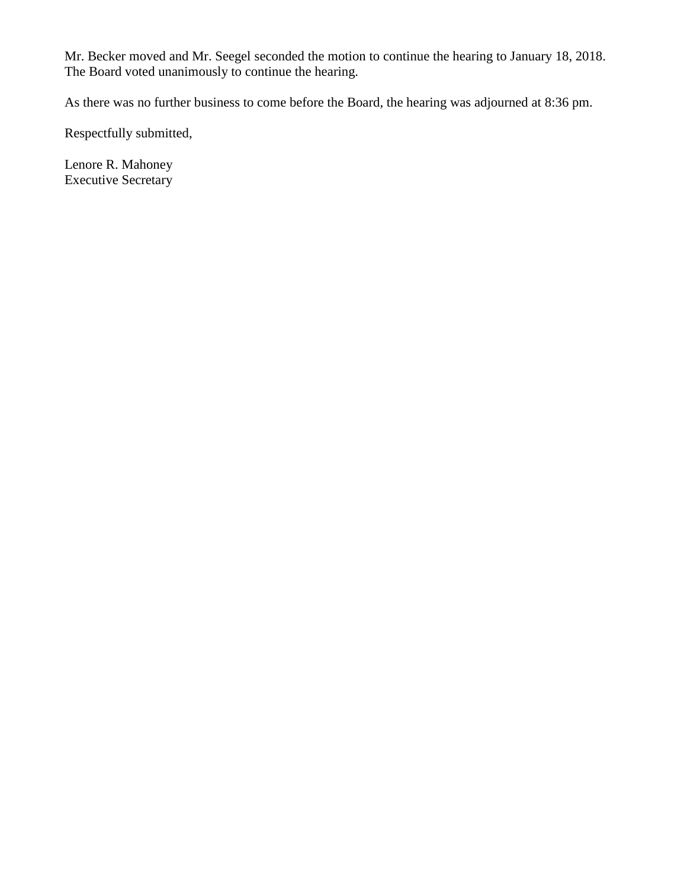Mr. Becker moved and Mr. Seegel seconded the motion to continue the hearing to January 18, 2018. The Board voted unanimously to continue the hearing.

As there was no further business to come before the Board, the hearing was adjourned at 8:36 pm.

Respectfully submitted,

Lenore R. Mahoney
Executive Secretary